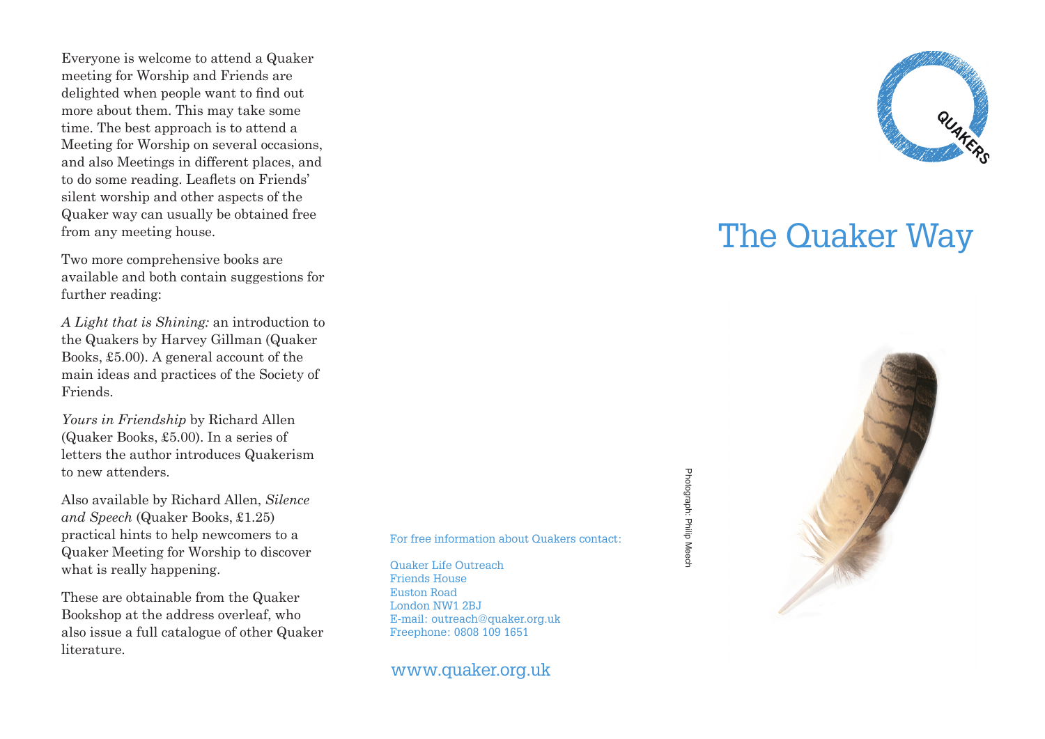Everyone is welcome to attend a Quaker meeting for Worship and Friends are delighted when people want to find out more about them. This may take some time. The best approach is to attend a Meeting for Worship on several occasions, and also Meetings in different places, and to do some reading. Leaflets on Friends' silent worship and other aspects of the Quaker way can usually be obtained free from any meeting house.

Two more comprehensive books are available and both contain suggestions for further reading:

*A Light that is Shining:* an introduction to the Quakers by Harvey Gillman (Quaker Books, £5.00). A general account of the main ideas and practices of the Society of Friends.

*Yours in Friendship* by Richard Allen (Quaker Books, £5.00). In a series of letters the author introduces Quakerism to new attenders.

Also available by Richard Allen, *Silence and Speech* (Quaker Books, £1.25) practical hints to help newcomers to a Quaker Meeting for Worship to discover what is really happening.

These are obtainable from the Quaker Bookshop at the address overleaf, who also issue a full catalogue of other Quaker literature.

For free information about Quakers contact:

Quaker Life Outreach
Friends House
Euston Road
London NW1 2BJ
E-mail: outreach@quaker.org.uk
Freephone: 0808 109 1651

www.quaker.org.uk

Photograph: Philip Meech

QUAKERS

# The Quaker Way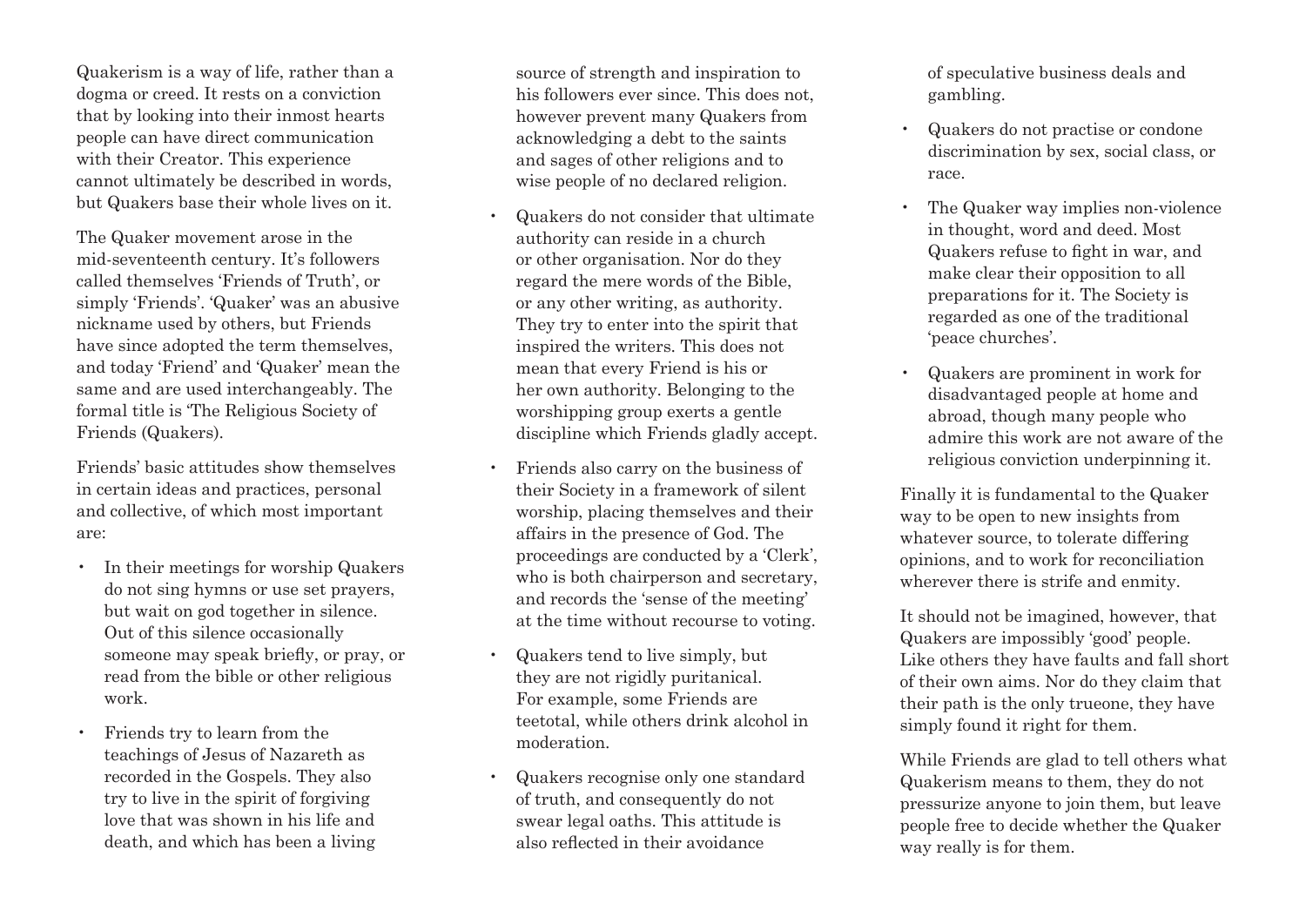Quakerism is a way of life, rather than a dogma or creed. It rests on a conviction that by looking into their inmost hearts people can have direct communication with their Creator. This experience cannot ultimately be described in words, but Quakers base their whole lives on it.

The Quaker movement arose in the mid-seventeenth century. It's followers called themselves 'Friends of Truth', or simply 'Friends'. 'Quaker' was an abusive nickname used by others, but Friends have since adopted the term themselves, and today 'Friend' and 'Quaker' mean the same and are used interchangeably. The formal title is 'The Religious Society of Friends (Quakers).

Friends' basic attitudes show themselves in certain ideas and practices, personal and collective, of which most important are:

- In their meetings for worship Quakers do not sing hymns or use set prayers, but wait on god together in silence. Out of this silence occasionally someone may speak briefly, or pray, or read from the bible or other religious work.
- Friends try to learn from the teachings of Jesus of Nazareth as recorded in the Gospels. They also try to live in the spirit of forgiving love that was shown in his life and death, and which has been a living source of strength and inspiration to his followers ever since. This does not, however prevent many Quakers from acknowledging a debt to the saints and sages of other religions and to wise people of no declared religion.
- Quakers do not consider that ultimate authority can reside in a church or other organisation. Nor do they regard the mere words of the Bible, or any other writing, as authority. They try to enter into the spirit that inspired the writers. This does not mean that every Friend is his or her own authority. Belonging to the worshipping group exerts a gentle discipline which Friends gladly accept.
- Friends also carry on the business of their Society in a framework of silent worship, placing themselves and their affairs in the presence of God. The proceedings are conducted by a 'Clerk', who is both chairperson and secretary, and records the 'sense of the meeting' at the time without recourse to voting.
- Quakers tend to live simply, but they are not rigidly puritanical. For example, some Friends are teetotal, while others drink alcohol in moderation.
- Quakers recognise only one standard of truth, and consequently do not swear legal oaths. This attitude is also reflected in their avoidance of speculative business deals and gambling.
- Quakers do not practise or condone discrimination by sex, social class, or race.
- The Quaker way implies non-violence in thought, word and deed. Most Quakers refuse to fight in war, and make clear their opposition to all preparations for it. The Society is regarded as one of the traditional 'peace churches'.
- Quakers are prominent in work for disadvantaged people at home and abroad, though many people who admire this work are not aware of the religious conviction underpinning it.

Finally it is fundamental to the Quaker way to be open to new insights from whatever source, to tolerate differing opinions, and to work for reconciliation wherever there is strife and enmity.

It should not be imagined, however, that Quakers are impossibly 'good' people. Like others they have faults and fall short of their own aims. Nor do they claim that their path is the only trueone, they have simply found it right for them.

While Friends are glad to tell others what Quakerism means to them, they do not pressurize anyone to join them, but leave people free to decide whether the Quaker way really is for them.